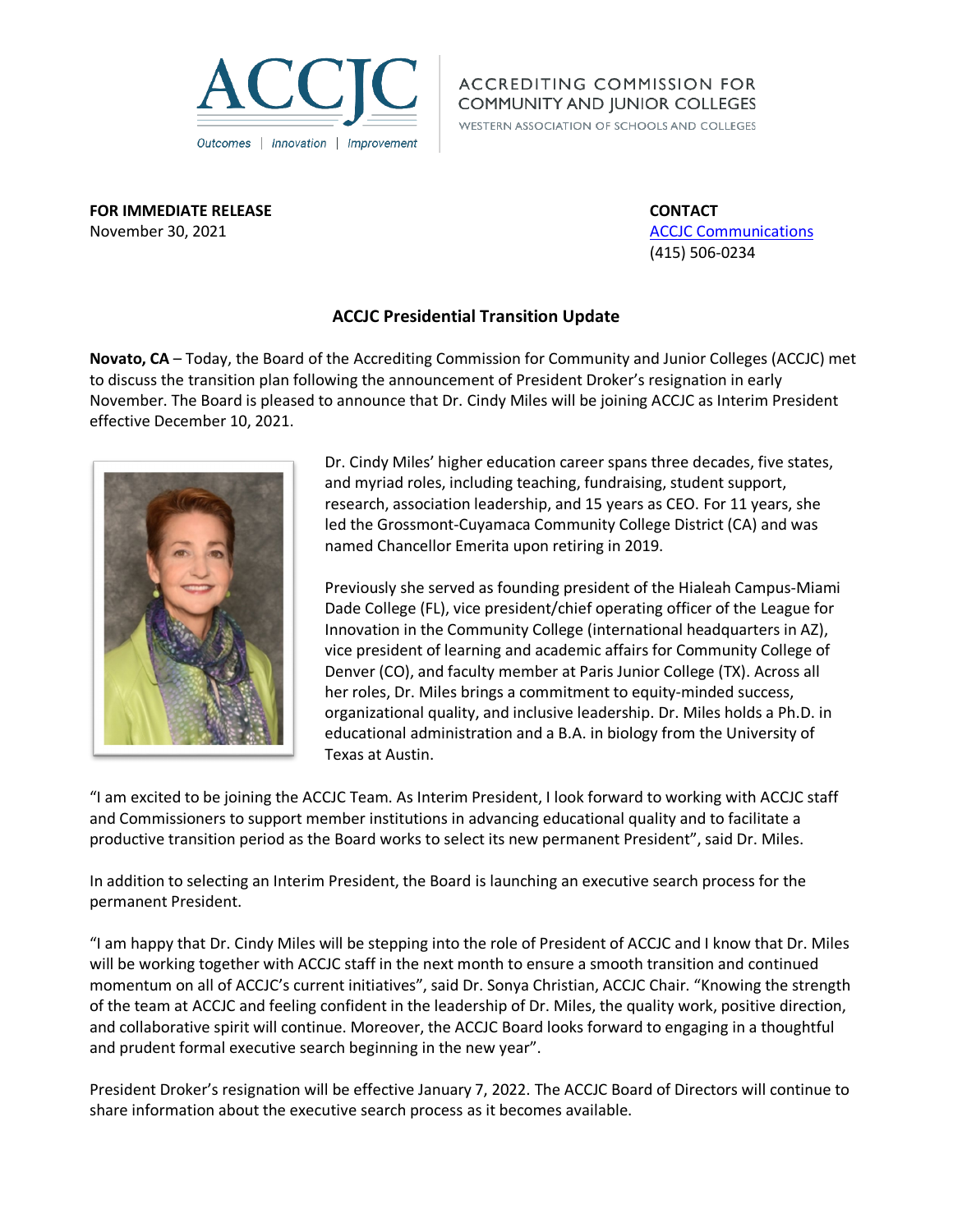ACCREDITING COMMISSION FOR COMMUNITY AND JUNIOR COLLEGES

WESTERN ASSOCIATION OF SCHOOLS AND COLLEGES

**FOR IMMEDIATE RELEASE**
November 30, 2021

**CONTACT**
[ACCJC Communications]
(415) 506-0234

## ACCJC Presidential Transition Update

**Novato, CA** – Today, the Board of the Accrediting Commission for Community and Junior Colleges (ACCJC) met to discuss the transition plan following the announcement of President Droker's resignation in early November. The Board is pleased to announce that Dr. Cindy Miles will be joining ACCJC as Interim President effective December 10, 2021.

Dr. Cindy Miles' higher education career spans three decades, five states, and myriad roles, including teaching, fundraising, student support, research, association leadership, and 15 years as CEO. For 11 years, she led the Grossmont-Cuyamaca Community College District (CA) and was named Chancellor Emerita upon retiring in 2019.

Previously she served as founding president of the Hialeah Campus-Miami Dade College (FL), vice president/chief operating officer of the League for Innovation in the Community College (international headquarters in AZ), vice president of learning and academic affairs for Community College of Denver (CO), and faculty member at Paris Junior College (TX). Across all her roles, Dr. Miles brings a commitment to equity-minded success, organizational quality, and inclusive leadership. Dr. Miles holds a Ph.D. in educational administration and a B.A. in biology from the University of Texas at Austin.

"I am excited to be joining the ACCJC Team. As Interim President, I look forward to working with ACCJC staff and Commissioners to support member institutions in advancing educational quality and to facilitate a productive transition period as the Board works to select its new permanent President", said Dr. Miles.

In addition to selecting an Interim President, the Board is launching an executive search process for the permanent President.

"I am happy that Dr. Cindy Miles will be stepping into the role of President of ACCJC and I know that Dr. Miles will be working together with ACCJC staff in the next month to ensure a smooth transition and continued momentum on all of ACCJC's current initiatives", said Dr. Sonya Christian, ACCJC Chair. "Knowing the strength of the team at ACCJC and feeling confident in the leadership of Dr. Miles, the quality work, positive direction, and collaborative spirit will continue. Moreover, the ACCJC Board looks forward to engaging in a thoughtful and prudent formal executive search beginning in the new year".

President Droker's resignation will be effective January 7, 2022. The ACCJC Board of Directors will continue to share information about the executive search process as it becomes available.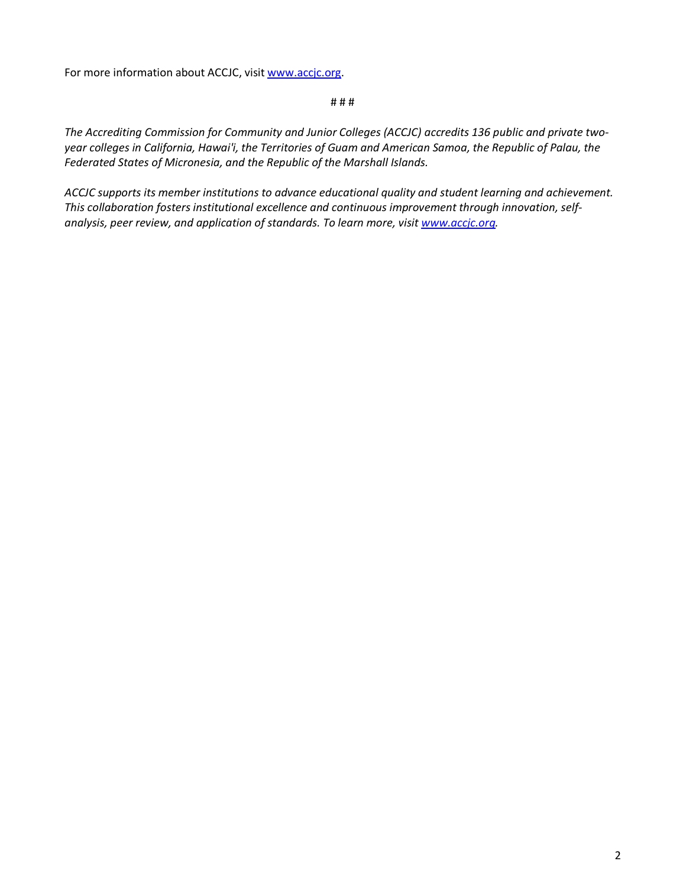For more information about ACCJC, visit www.accjc.org.

# # #

*The Accrediting Commission for Community and Junior Colleges (ACCJC) accredits 136 public and private two-year colleges in California, Hawai'i, the Territories of Guam and American Samoa, the Republic of Palau, the Federated States of Micronesia, and the Republic of the Marshall Islands.*

*ACCJC supports its member institutions to advance educational quality and student learning and achievement. This collaboration fosters institutional excellence and continuous improvement through innovation, self-analysis, peer review, and application of standards. To learn more, visit www.accjc.org.*